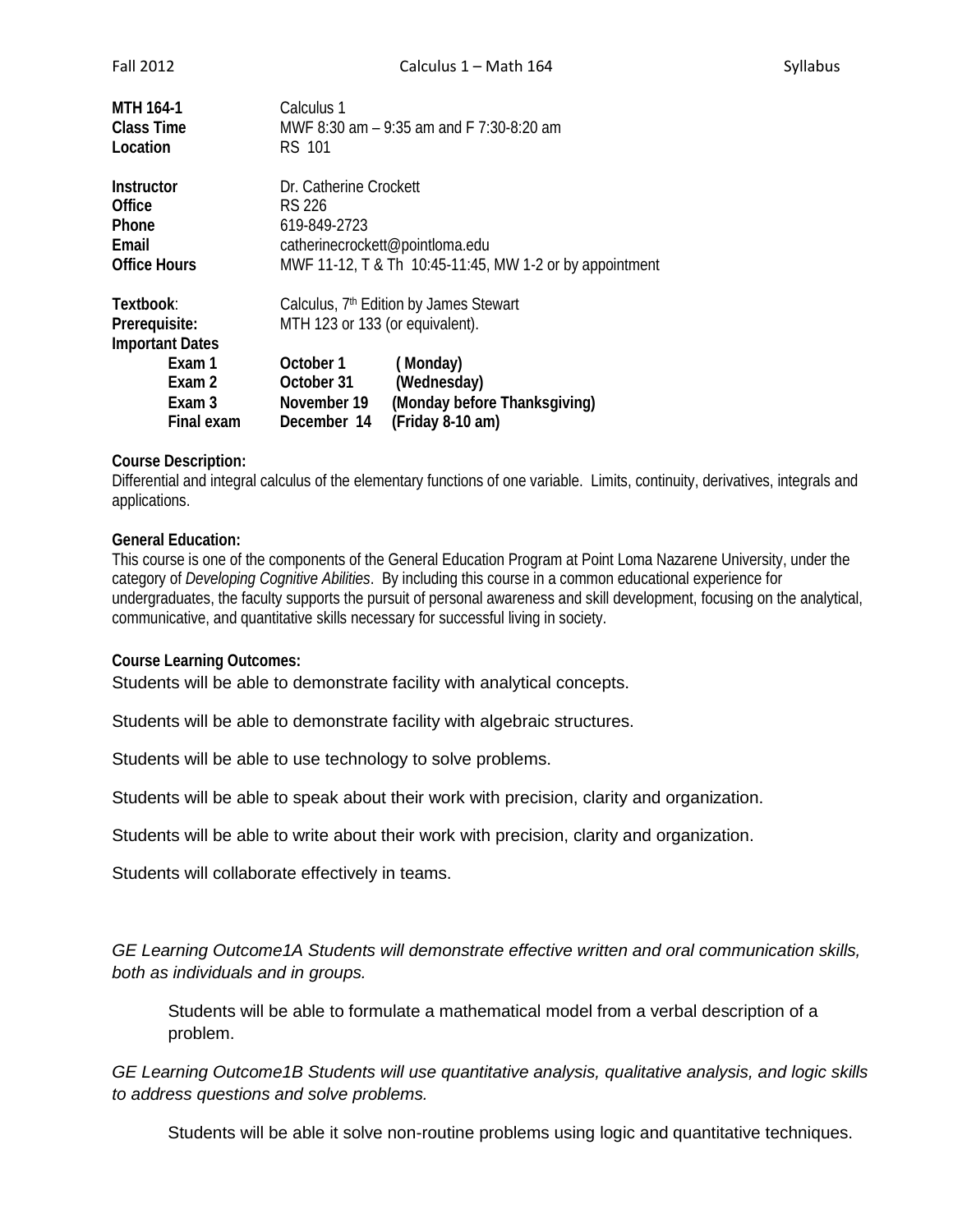| | |
|---|---|
| **MTH 164-1** | Calculus 1 |
| **Class Time** | MWF 8:30 am – 9:35 am and F 7:30-8:20 am |
| **Location** | RS 101 |

| | |
|---|---|
| **Instructor** | Dr. Catherine Crockett |
| **Office** | RS 226 |
| **Phone** | 619-849-2723 |
| **Email** | catherinecrockett@pointloma.edu |
| **Office Hours** | MWF 11-12, T & Th 10:45-11:45, MW 1-2 or by appointment |

**Textbook**: Calculus, 7th Edition by James Stewart

**Prerequisite:** MTH 123 or 133 (or equivalent).

**Important Dates**

| | | |
|---|---|---|
| **Exam 1** | **October 1** | **( Monday)** |
| **Exam 2** | **October 31** | **(Wednesday)** |
| **Exam 3** | **November 19** | **(Monday before Thanksgiving)** |
| **Final exam** | **December 14** | **(Friday 8-10 am)** |

**Course Description:**

Differential and integral calculus of the elementary functions of one variable. Limits, continuity, derivatives, integrals and applications.

**General Education:**

This course is one of the components of the General Education Program at Point Loma Nazarene University, under the category of *Developing Cognitive Abilities*. By including this course in a common educational experience for undergraduates, the faculty supports the pursuit of personal awareness and skill development, focusing on the analytical, communicative, and quantitative skills necessary for successful living in society.

**Course Learning Outcomes:**

Students will be able to demonstrate facility with analytical concepts.

Students will be able to demonstrate facility with algebraic structures.

Students will be able to use technology to solve problems.

Students will be able to speak about their work with precision, clarity and organization.

Students will be able to write about their work with precision, clarity and organization.

Students will collaborate effectively in teams.

*GE Learning Outcome1A Students will demonstrate effective written and oral communication skills, both as individuals and in groups.*

Students will be able to formulate a mathematical model from a verbal description of a problem.

*GE Learning Outcome1B Students will use quantitative analysis, qualitative analysis, and logic skills to address questions and solve problems.*

Students will be able it solve non-routine problems using logic and quantitative techniques.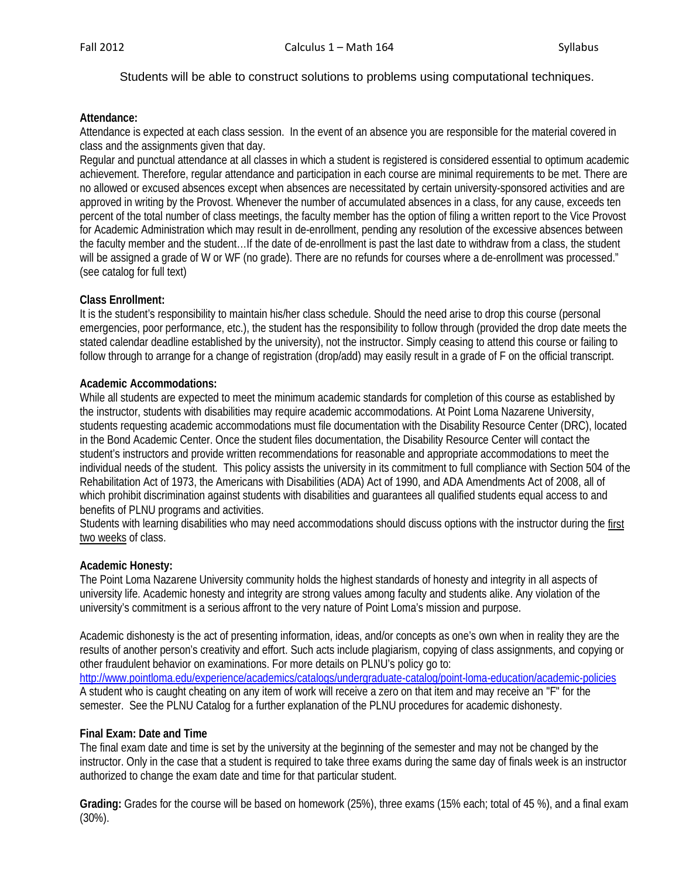Students will be able to construct solutions to problems using computational techniques.

**Attendance:**

Attendance is expected at each class session. In the event of an absence you are responsible for the material covered in class and the assignments given that day.

Regular and punctual attendance at all classes in which a student is registered is considered essential to optimum academic achievement. Therefore, regular attendance and participation in each course are minimal requirements to be met. There are no allowed or excused absences except when absences are necessitated by certain university-sponsored activities and are approved in writing by the Provost. Whenever the number of accumulated absences in a class, for any cause, exceeds ten percent of the total number of class meetings, the faculty member has the option of filing a written report to the Vice Provost for Academic Administration which may result in de-enrollment, pending any resolution of the excessive absences between the faculty member and the student…If the date of de-enrollment is past the last date to withdraw from a class, the student will be assigned a grade of W or WF (no grade). There are no refunds for courses where a de-enrollment was processed." (see catalog for full text)

**Class Enrollment:**

It is the student's responsibility to maintain his/her class schedule. Should the need arise to drop this course (personal emergencies, poor performance, etc.), the student has the responsibility to follow through (provided the drop date meets the stated calendar deadline established by the university), not the instructor. Simply ceasing to attend this course or failing to follow through to arrange for a change of registration (drop/add) may easily result in a grade of F on the official transcript.

**Academic Accommodations:**

While all students are expected to meet the minimum academic standards for completion of this course as established by the instructor, students with disabilities may require academic accommodations. At Point Loma Nazarene University, students requesting academic accommodations must file documentation with the Disability Resource Center (DRC), located in the Bond Academic Center. Once the student files documentation, the Disability Resource Center will contact the student's instructors and provide written recommendations for reasonable and appropriate accommodations to meet the individual needs of the student. This policy assists the university in its commitment to full compliance with Section 504 of the Rehabilitation Act of 1973, the Americans with Disabilities (ADA) Act of 1990, and ADA Amendments Act of 2008, all of which prohibit discrimination against students with disabilities and guarantees all qualified students equal access to and benefits of PLNU programs and activities.

Students with learning disabilities who may need accommodations should discuss options with the instructor during the first two weeks of class.

**Academic Honesty:**

The Point Loma Nazarene University community holds the highest standards of honesty and integrity in all aspects of university life. Academic honesty and integrity are strong values among faculty and students alike. Any violation of the university's commitment is a serious affront to the very nature of Point Loma's mission and purpose.

Academic dishonesty is the act of presenting information, ideas, and/or concepts as one's own when in reality they are the results of another person's creativity and effort. Such acts include plagiarism, copying of class assignments, and copying or other fraudulent behavior on examinations. For more details on PLNU's policy go to:
http://www.pointloma.edu/experience/academics/catalogs/undergraduate-catalog/point-loma-education/academic-policies
A student who is caught cheating on any item of work will receive a zero on that item and may receive an "F" for the semester. See the PLNU Catalog for a further explanation of the PLNU procedures for academic dishonesty.

**Final Exam: Date and Time**

The final exam date and time is set by the university at the beginning of the semester and may not be changed by the instructor. Only in the case that a student is required to take three exams during the same day of finals week is an instructor authorized to change the exam date and time for that particular student.

**Grading:** Grades for the course will be based on homework (25%), three exams (15% each; total of 45 %), and a final exam (30%).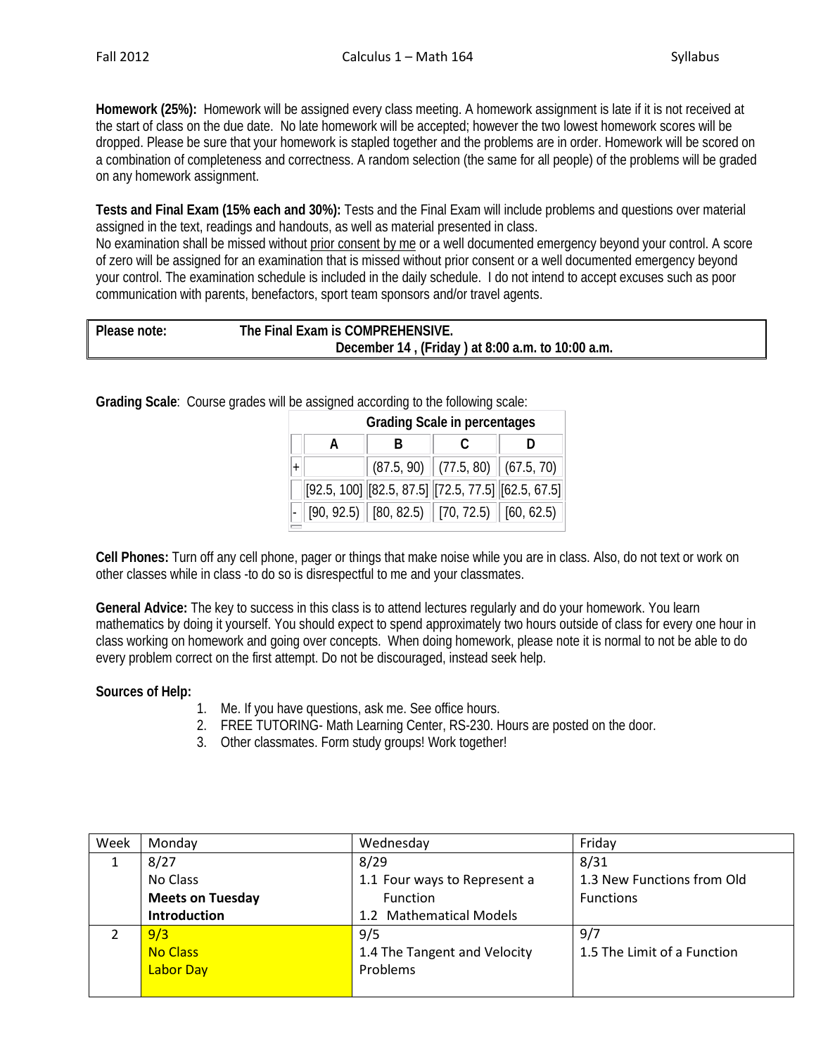**Homework (25%):** Homework will be assigned every class meeting. A homework assignment is late if it is not received at the start of class on the due date. No late homework will be accepted; however the two lowest homework scores will be dropped. Please be sure that your homework is stapled together and the problems are in order. Homework will be scored on a combination of completeness and correctness. A random selection (the same for all people) of the problems will be graded on any homework assignment.

**Tests and Final Exam (15% each and 30%):** Tests and the Final Exam will include problems and questions over material assigned in the text, readings and handouts, as well as material presented in class.
No examination shall be missed without <u>prior consent by me</u> or a well documented emergency beyond your control. A score of zero will be assigned for an examination that is missed without prior consent or a well documented emergency beyond your control. The examination schedule is included in the daily schedule. I do not intend to accept excuses such as poor communication with parents, benefactors, sport team sponsors and/or travel agents.

| **Please note:** | **The Final Exam is COMPREHENSIVE.** |
|---|---|
| | **December 14 , (Friday ) at 8:00 a.m. to 10:00 a.m.** |

**Grading Scale**: Course grades will be assigned according to the following scale:

| Grading Scale in percentages | | | | |
|---|---|---|---|---|
| | A | B | C | D |
| + | | (87.5, 90) | (77.5, 80) | (67.5, 70) |
| | [92.5, 100] | [82.5, 87.5] | [72.5, 77.5] | [62.5, 67.5] |
| - | [90, 92.5) | [80, 82.5) | [70, 72.5) | [60, 62.5) |

**Cell Phones:** Turn off any cell phone, pager or things that make noise while you are in class. Also, do not text or work on other classes while in class -to do so is disrespectful to me and your classmates.

**General Advice:** The key to success in this class is to attend lectures regularly and do your homework. You learn mathematics by doing it yourself. You should expect to spend approximately two hours outside of class for every one hour in class working on homework and going over concepts. When doing homework, please note it is normal to not be able to do every problem correct on the first attempt. Do not be discouraged, instead seek help.

**Sources of Help:**

1. Me. If you have questions, ask me. See office hours.
2. FREE TUTORING- Math Learning Center, RS-230. Hours are posted on the door.
3. Other classmates. Form study groups! Work together!

| Week | Monday | Wednesday | Friday |
|---|---|---|---|
| 1 | 8/27<br>No Class<br>**Meets on Tuesday**<br>**Introduction** | 8/29<br>1.1 Four ways to Represent a Function<br>1.2 Mathematical Models | 8/31<br>1.3 New Functions from Old Functions |
| 2 | 9/3<br>No Class<br>Labor Day | 9/5<br>1.4 The Tangent and Velocity Problems | 9/7<br>1.5 The Limit of a Function |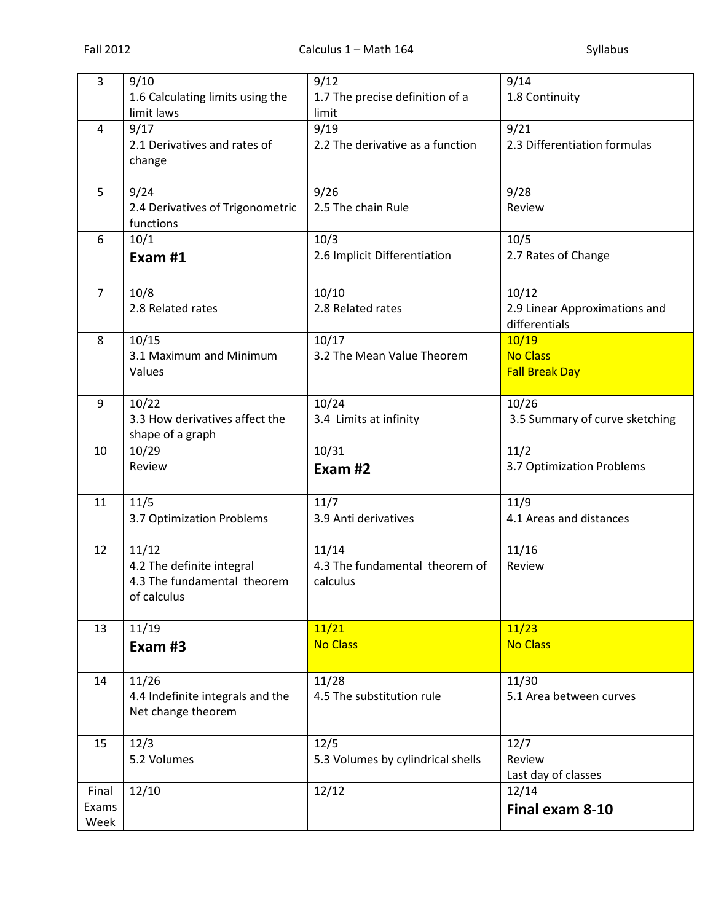| | | | |
|---|---|---|---|
| 3 | 9/10<br>1.6 Calculating limits using the limit laws | 9/12<br>1.7 The precise definition of a limit | 9/14<br>1.8 Continuity |
| 4 | 9/17<br>2.1 Derivatives and rates of change | 9/19<br>2.2 The derivative as a function | 9/21<br>2.3 Differentiation formulas |
| 5 | 9/24<br>2.4 Derivatives of Trigonometric functions | 9/26<br>2.5 The chain Rule | 9/28<br>Review |
| 6 | 10/1<br>**Exam #1** | 10/3<br>2.6 Implicit Differentiation | 10/5<br>2.7 Rates of Change |
| 7 | 10/8<br>2.8 Related rates | 10/10<br>2.8 Related rates | 10/12<br>2.9 Linear Approximations and differentials |
| 8 | 10/15<br>3.1 Maximum and Minimum Values | 10/17<br>3.2 The Mean Value Theorem | 10/19<br>No Class<br>Fall Break Day |
| 9 | 10/22<br>3.3 How derivatives affect the shape of a graph | 10/24<br>3.4 Limits at infinity | 10/26<br>3.5 Summary of curve sketching |
| 10 | 10/29<br>Review | 10/31<br>**Exam #2** | 11/2<br>3.7 Optimization Problems |
| 11 | 11/5<br>3.7 Optimization Problems | 11/7<br>3.9 Anti derivatives | 11/9<br>4.1 Areas and distances |
| 12 | 11/12<br>4.2 The definite integral<br>4.3 The fundamental theorem of calculus | 11/14<br>4.3 The fundamental theorem of calculus | 11/16<br>Review |
| 13 | 11/19<br>**Exam #3** | 11/21<br>No Class | 11/23<br>No Class |
| 14 | 11/26<br>4.4 Indefinite integrals and the Net change theorem | 11/28<br>4.5 The substitution rule | 11/30<br>5.1 Area between curves |
| 15 | 12/3<br>5.2 Volumes | 12/5<br>5.3 Volumes by cylindrical shells | 12/7<br>Review<br>Last day of classes |
| Final Exams Week | 12/10 | 12/12 | 12/14<br>**Final exam 8-10** |